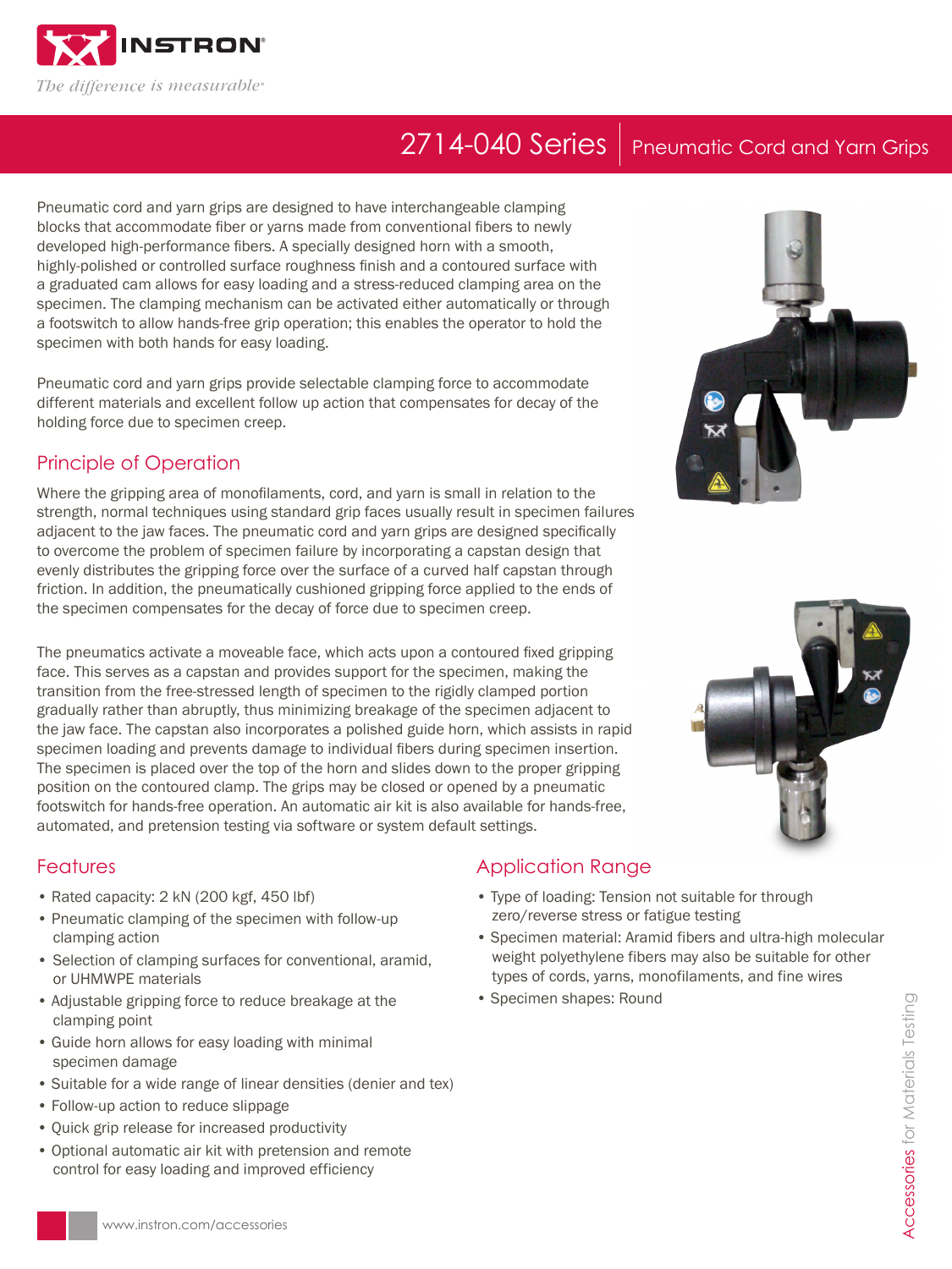# 2714-040 Series | Pneumatic Cord and Yarn Grips

Pneumatic cord and yarn grips are designed to have interchangeable clamping blocks that accommodate fiber or yarns made from conventional fibers to newly developed high-performance fibers. A specially designed horn with a smooth, highly-polished or controlled surface roughness finish and a contoured surface with a graduated cam allows for easy loading and a stress-reduced clamping area on the specimen. The clamping mechanism can be activated either automatically or through a footswitch to allow hands-free grip operation; this enables the operator to hold the specimen with both hands for easy loading.

Pneumatic cord and yarn grips provide selectable clamping force to accommodate different materials and excellent follow up action that compensates for decay of the holding force due to specimen creep.

## Principle of Operation

Where the gripping area of monofilaments, cord, and yarn is small in relation to the strength, normal techniques using standard grip faces usually result in specimen failures adjacent to the jaw faces. The pneumatic cord and yarn grips are designed specifically to overcome the problem of specimen failure by incorporating a capstan design that evenly distributes the gripping force over the surface of a curved half capstan through friction. In addition, the pneumatically cushioned gripping force applied to the ends of the specimen compensates for the decay of force due to specimen creep.

The pneumatics activate a moveable face, which acts upon a contoured fixed gripping face. This serves as a capstan and provides support for the specimen, making the transition from the free-stressed length of specimen to the rigidly clamped portion gradually rather than abruptly, thus minimizing breakage of the specimen adjacent to the jaw face. The capstan also incorporates a polished guide horn, which assists in rapid specimen loading and prevents damage to individual fibers during specimen insertion. The specimen is placed over the top of the horn and slides down to the proper gripping position on the contoured clamp. The grips may be closed or opened by a pneumatic footswitch for hands-free operation. An automatic air kit is also available for hands-free, automated, and pretension testing via software or system default settings.

## Features

- Rated capacity: 2 kN (200 kgf, 450 lbf)
- Pneumatic clamping of the specimen with follow-up clamping action
- Selection of clamping surfaces for conventional, aramid, or UHMWPE materials
- Adjustable gripping force to reduce breakage at the clamping point
- Guide horn allows for easy loading with minimal specimen damage
- Suitable for a wide range of linear densities (denier and tex)
- Follow-up action to reduce slippage
- Quick grip release for increased productivity
- Optional automatic air kit with pretension and remote control for easy loading and improved efficiency

## Application Range

- Type of loading: Tension not suitable for through zero/reverse stress or fatigue testing
- Specimen material: Aramid fibers and ultra-high molecular weight polyethylene fibers may also be suitable for other types of cords, yarns, monofilaments, and fine wires
- Specimen shapes: Round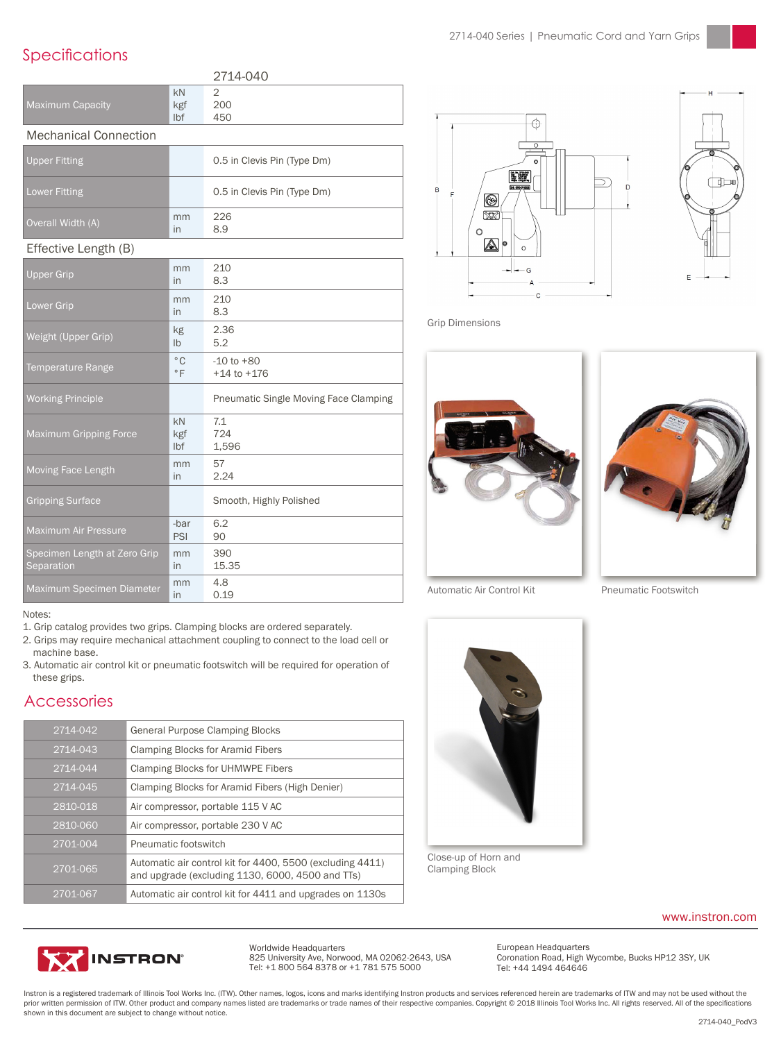## Specifications

| | | 2714-040 |
|---|---|---|
| Maximum Capacity | kN<br>kgf<br>lbf | 2<br>200<br>450 |
| **Mechanical Connection** | | |
| Upper Fitting | | 0.5 in Clevis Pin (Type Dm) |
| Lower Fitting | | 0.5 in Clevis Pin (Type Dm) |
| Overall Width (A) | mm<br>in | 226<br>8.9 |
| **Effective Length (B)** | | |
| Upper Grip | mm<br>in | 210<br>8.3 |
| Lower Grip | mm<br>in | 210<br>8.3 |
| Weight (Upper Grip) | kg<br>lb | 2.36<br>5.2 |
| Temperature Range | °C<br>°F | -10 to +80<br>+14 to +176 |
| Working Principle | | Pneumatic Single Moving Face Clamping |
| Maximum Gripping Force | kN<br>kgf<br>lbf | 7.1<br>724<br>1,596 |
| Moving Face Length | mm<br>in | 57<br>2.24 |
| Gripping Surface | | Smooth, Highly Polished |
| Maximum Air Pressure | -bar<br>PSI | 6.2<br>90 |
| Specimen Length at Zero Grip Separation | mm<br>in | 390<br>15.35 |
| Maximum Specimen Diameter | mm<br>in | 4.8<br>0.19 |

Notes:
1. Grip catalog provides two grips. Clamping blocks are ordered separately.
2. Grips may require mechanical attachment coupling to connect to the load cell or machine base.
3. Automatic air control kit or pneumatic footswitch will be required for operation of these grips.

B
F
D
G
A
C
H
E

Grip Dimensions

Automatic Air Control Kit

Pneumatic Footswitch

Close-up of Horn and Clamping Block

## Accessories

| | |
|---|---|
| 2714-042 | General Purpose Clamping Blocks |
| 2714-043 | Clamping Blocks for Aramid Fibers |
| 2714-044 | Clamping Blocks for UHMWPE Fibers |
| 2714-045 | Clamping Blocks for Aramid Fibers (High Denier) |
| 2810-018 | Air compressor, portable 115 V AC |
| 2810-060 | Air compressor, portable 230 V AC |
| 2701-004 | Pneumatic footswitch |
| 2701-065 | Automatic air control kit for 4400, 5500 (excluding 4411) and upgrade (excluding 1130, 6000, 4500 and TTs) |
| 2701-067 | Automatic air control kit for 4411 and upgrades on 1130s |

www.instron.com

INSTRON®

Worldwide Headquarters
825 University Ave, Norwood, MA 02062-2643, USA
Tel: +1 800 564 8378 or +1 781 575 5000

European Headquarters
Coronation Road, High Wycombe, Bucks HP12 3SY, UK
Tel: +44 1494 464646

Instron is a registered trademark of Illinois Tool Works Inc. (ITW). Other names, logos, icons and marks identifying Instron products and services referenced herein are trademarks of ITW and may not be used without the prior written permission of ITW. Other product and company names listed are trademarks or trade names of their respective companies. Copyright © 2018 Illinois Tool Works Inc. All rights reserved. All of the specifications shown in this document are subject to change without notice.

2714-040_PodV3